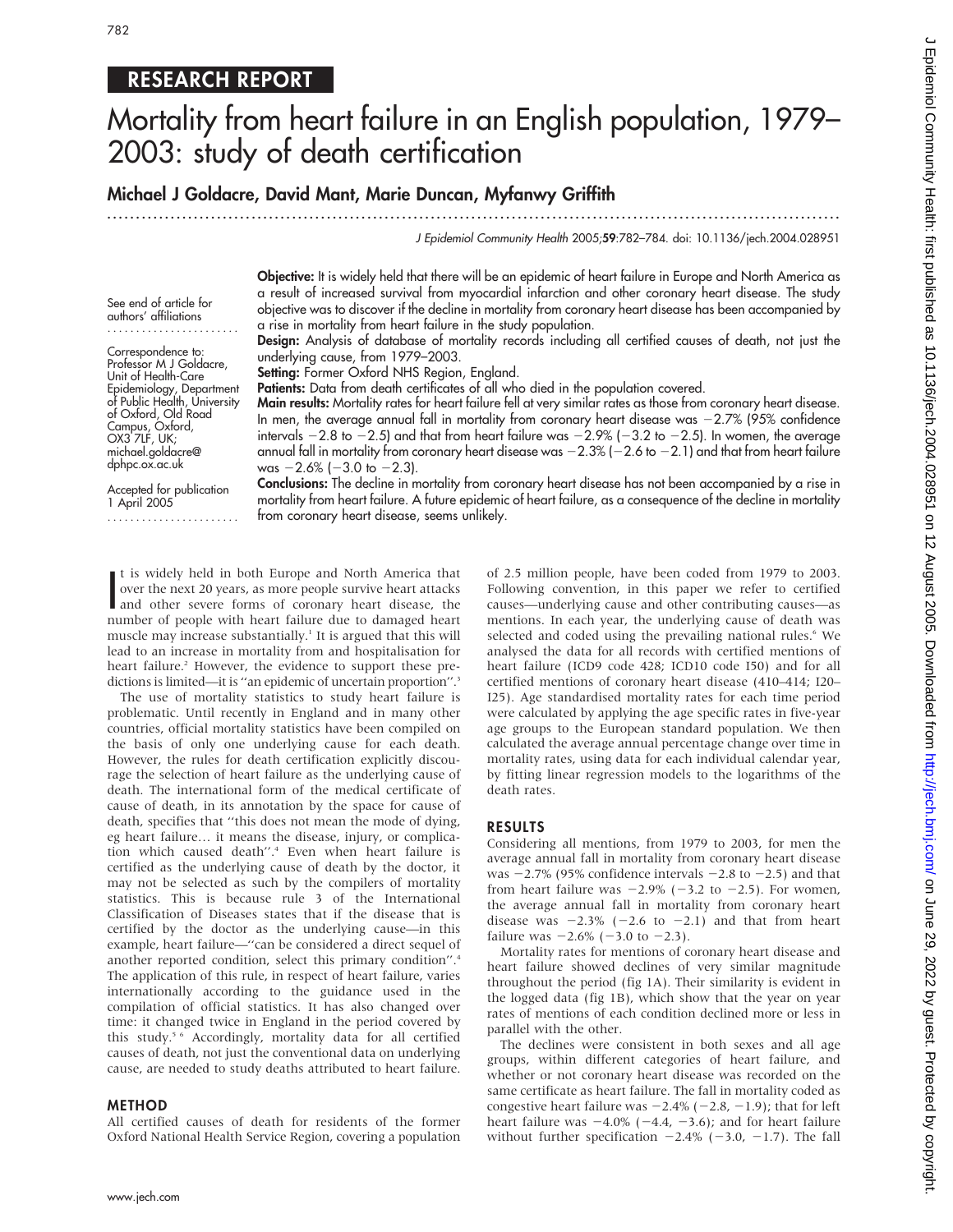RESEARCH REPORT

# Mortality from heart failure in an English population, 1979–2003: study of death certification

**Michael J Goldacre, David Mant, Marie Duncan, Myfanwy Griffith**

J Epidemiol Community Health 2005;59:782–784. doi: 10.1136/jech.2004.028951

See end of article for authors' affiliations

Correspondence to: Professor M J Goldacre, Unit of Health-Care Epidemiology, Department of Public Health, University of Oxford, Old Road Campus, Oxford, OX3 7LF, UK; michael.goldacre@dphpc.ox.ac.uk

Accepted for publication 1 April 2005

**Objective:** It is widely held that there will be an epidemic of heart failure in Europe and North America as a result of increased survival from myocardial infarction and other coronary heart disease. The study objective was to discover if the decline in mortality from coronary heart disease has been accompanied by a rise in mortality from heart failure in the study population.

**Design:** Analysis of database of mortality records including all certified causes of death, not just the underlying cause, from 1979–2003.

**Setting:** Former Oxford NHS Region, England.

**Patients:** Data from death certificates of all who died in the population covered.

**Main results:** Mortality rates for heart failure fell at very similar rates as those from coronary heart disease. In men, the average annual fall in mortality from coronary heart disease was −2.7% (95% confidence intervals −2.8 to −2.5) and that from heart failure was −2.9% (−3.2 to −2.5). In women, the average annual fall in mortality from coronary heart disease was −2.3% (−2.6 to −2.1) and that from heart failure was −2.6% (−3.0 to −2.3).

**Conclusions:** The decline in mortality from coronary heart disease has not been accompanied by a rise in mortality from heart failure. A future epidemic of heart failure, as a consequence of the decline in mortality from coronary heart disease, seems unlikely.

It is widely held in both Europe and North America that over the next 20 years, as more people survive heart attacks and other severe forms of coronary heart disease, the number of people with heart failure due to damaged heart muscle may increase substantially.[1] It is argued that this will lead to an increase in mortality from and hospitalisation for heart failure.[2] However, the evidence to support these predictions is limited—it is "an epidemic of uncertain proportion".[3]

The use of mortality statistics to study heart failure is problematic. Until recently in England and in many other countries, official mortality statistics have been compiled on the basis of only one underlying cause for each death. However, the rules for death certification explicitly discourage the selection of heart failure as the underlying cause of death. The international form of the medical certificate of cause of death, in its annotation by the space for cause of death, specifies that "this does not mean the mode of dying, eg heart failure… it means the disease, injury, or complication which caused death".[4] Even when heart failure is certified as the underlying cause of death by the doctor, it may not be selected as such by the compilers of mortality statistics. This is because rule 3 of the International Classification of Diseases states that if the disease that is certified by the doctor as the underlying cause—in this example, heart failure—"can be considered a direct sequel of another reported condition, select this primary condition".[4] The application of this rule, in respect of heart failure, varies internationally according to the guidance used in the compilation of official statistics. It has also changed over time: it changed twice in England in the period covered by this study.[5,6] Accordingly, mortality data for all certified causes of death, not just the conventional data on underlying cause, are needed to study deaths attributed to heart failure.

## METHOD

All certified causes of death for residents of the former Oxford National Health Service Region, covering a population of 2.5 million people, have been coded from 1979 to 2003. Following convention, in this paper we refer to certified causes—underlying cause and other contributing causes—as mentions. In each year, the underlying cause of death was selected and coded using the prevailing national rules.[6] We analysed the data for all records with certified mentions of heart failure (ICD9 code 428; ICD10 code I50) and for all certified mentions of coronary heart disease (410–414; I20–I25). Age standardised mortality rates for each time period were calculated by applying the age specific rates in five-year age groups to the European standard population. We then calculated the average annual percentage change over time in mortality rates, using data for each individual calendar year, by fitting linear regression models to the logarithms of the death rates.

## RESULTS

Considering all mentions, from 1979 to 2003, for men the average annual fall in mortality from coronary heart disease was −2.7% (95% confidence intervals −2.8 to −2.5) and that from heart failure was −2.9% (−3.2 to −2.5). For women, the average annual fall in mortality from coronary heart disease was −2.3% (−2.6 to −2.1) and that from heart failure was −2.6% (−3.0 to −2.3).

Mortality rates for mentions of coronary heart disease and heart failure showed declines of very similar magnitude throughout the period (fig 1A). Their similarity is evident in the logged data (fig 1B), which show that the year on year rates of mentions of each condition declined more or less in parallel with the other.

The declines were consistent in both sexes and all age groups, within different categories of heart failure, and whether or not coronary heart disease was recorded on the same certificate as heart failure. The fall in mortality coded as congestive heart failure was −2.4% (−2.8, −1.9); that for left heart failure was −4.0% (−4.4, −3.6); and for heart failure without further specification −2.4% (−3.0, −1.7). The fall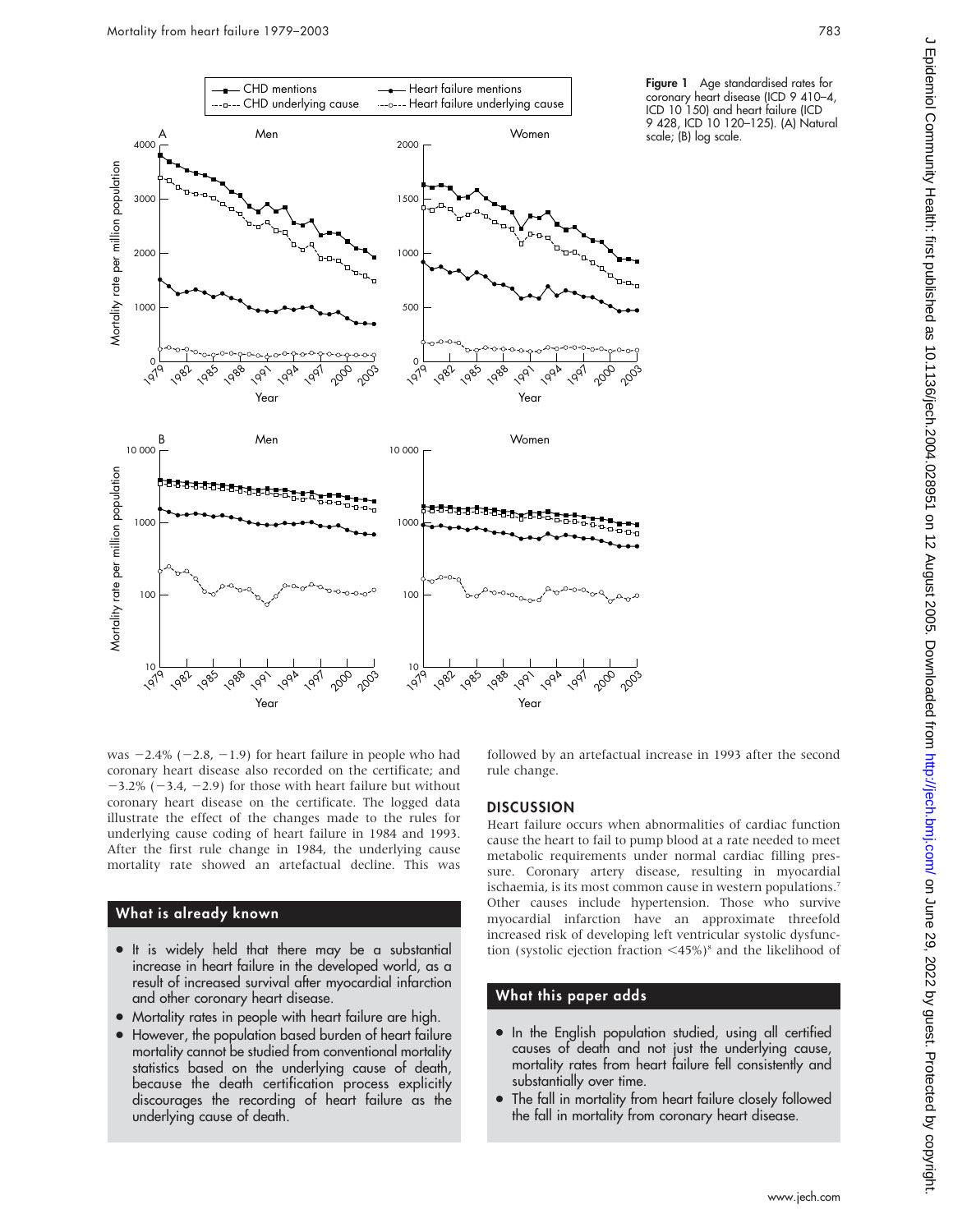Figure 1 Age standardised rates for coronary heart disease (ICD 9 410–4, ICD 10 I50) and heart failure (ICD 9 428, ICD 10 I20–I25). (A) Natural scale; (B) log scale.

was −2.4% (−2.8, −1.9) for heart failure in people who had coronary heart disease also recorded on the certificate; and −3.2% (−3.4, −2.9) for those with heart failure but without coronary heart disease on the certificate. The logged data illustrate the effect of the changes made to the rules for underlying cause coding of heart failure in 1984 and 1993. After the first rule change in 1984, the underlying cause mortality rate showed an artefactual decline. This was followed by an artefactual increase in 1993 after the second rule change.

## What is already known

- It is widely held that there may be a substantial increase in heart failure in the developed world, as a result of increased survival after myocardial infarction and other coronary heart disease.
- Mortality rates in people with heart failure are high.
- However, the population based burden of heart failure mortality cannot be studied from conventional mortality statistics based on the underlying cause of death, because the death certification process explicitly discourages the recording of heart failure as the underlying cause of death.

## DISCUSSION

Heart failure occurs when abnormalities of cardiac function cause the heart to fail to pump blood at a rate needed to meet metabolic requirements under normal cardiac filling pressure. Coronary artery disease, resulting in myocardial ischaemia, is its most common cause in western populations.[7] Other causes include hypertension. Those who survive myocardial infarction have an approximate threefold increased risk of developing left ventricular systolic dysfunction (systolic ejection fraction <45%)[8] and the likelihood of

## What this paper adds

- In the English population studied, using all certified causes of death and not just the underlying cause, mortality rates from heart failure fell consistently and substantially over time.
- The fall in mortality from heart failure closely followed the fall in mortality from coronary heart disease.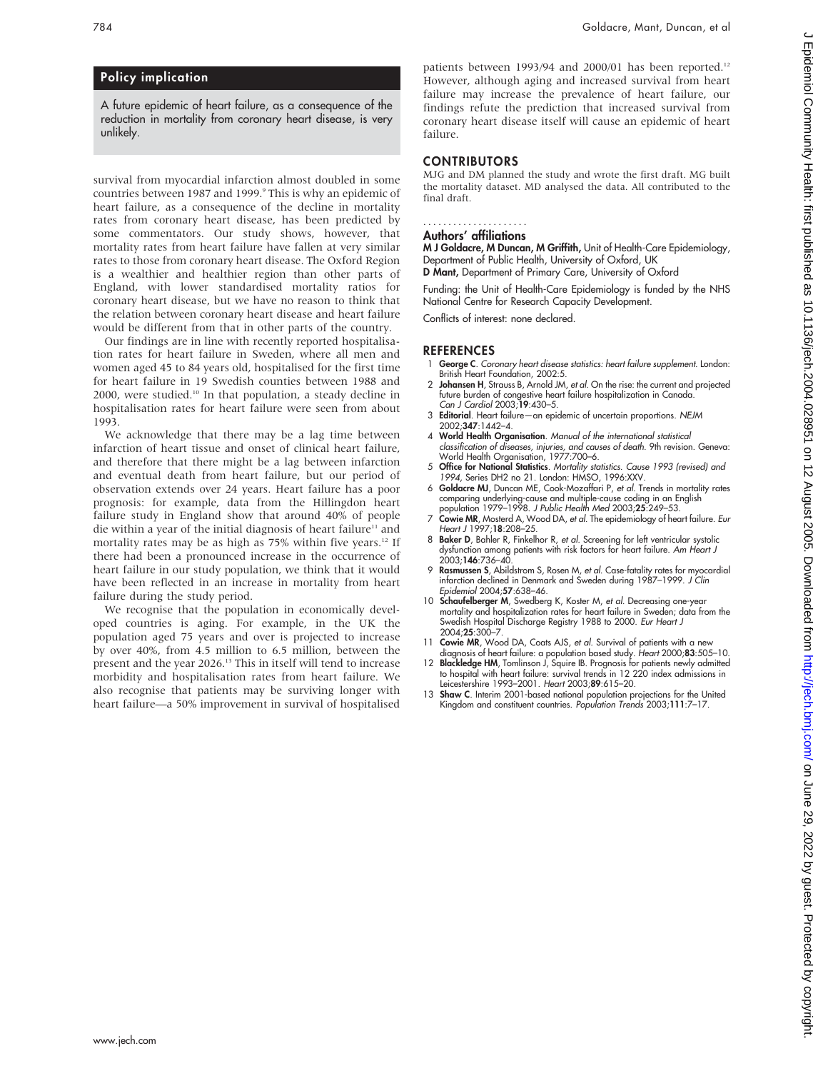## Policy implication

A future epidemic of heart failure, as a consequence of the reduction in mortality from coronary heart disease, is very unlikely.

survival from myocardial infarction almost doubled in some countries between 1987 and 1999.[9] This is why an epidemic of heart failure, as a consequence of the decline in mortality rates from coronary heart disease, has been predicted by some commentators. Our study shows, however, that mortality rates from heart failure have fallen at very similar rates to those from coronary heart disease. The Oxford Region is a wealthier and healthier region than other parts of England, with lower standardised mortality ratios for coronary heart disease, but we have no reason to think that the relation between coronary heart disease and heart failure would be different from that in other parts of the country.

Our findings are in line with recently reported hospitalisation rates for heart failure in Sweden, where all men and women aged 45 to 84 years old, hospitalised for the first time for heart failure in 19 Swedish counties between 1988 and 2000, were studied.[10] In that population, a steady decline in hospitalisation rates for heart failure were seen from about 1993.

We acknowledge that there may be a lag time between infarction of heart tissue and onset of clinical heart failure, and therefore that there might be a lag between infarction and eventual death from heart failure, but our period of observation extends over 24 years. Heart failure has a poor prognosis: for example, data from the Hillingdon heart failure study in England show that around 40% of people die within a year of the initial diagnosis of heart failure[11] and mortality rates may be as high as 75% within five years.[12] If there had been a pronounced increase in the occurrence of heart failure in our study population, we think that it would have been reflected in an increase in mortality from heart failure during the study period.

We recognise that the population in economically developed countries is aging. For example, in the UK the population aged 75 years and over is projected to increase by over 40%, from 4.5 million to 6.5 million, between the present and the year 2026.[13] This in itself will tend to increase morbidity and hospitalisation rates from heart failure. We also recognise that patients may be surviving longer with heart failure—a 50% improvement in survival of hospitalised patients between 1993/94 and 2000/01 has been reported.[12] However, although aging and increased survival from heart failure may increase the prevalence of heart failure, our findings refute the prediction that increased survival from coronary heart disease itself will cause an epidemic of heart failure.

## CONTRIBUTORS

MJG and DM planned the study and wrote the first draft. MG built the mortality dataset. MD analysed the data. All contributed to the final draft.

### Authors' affiliations

**M J Goldacre, M Duncan, M Griffith,** Unit of Health-Care Epidemiology, Department of Public Health, University of Oxford, UK
**D Mant,** Department of Primary Care, University of Oxford

Funding: the Unit of Health-Care Epidemiology is funded by the NHS National Centre for Research Capacity Development.

Conflicts of interest: none declared.

## REFERENCES

1. **George C**. *Coronary heart disease statistics: heart failure supplement.* London: British Heart Foundation, 2002:5.
2. **Johansen H**, Strauss B, Arnold JM, *et al.* On the rise: the current and projected future burden of congestive heart failure hospitalization in Canada. *Can J Cardiol* 2003;**19**:430–5.
3. **Editorial**. Heart failure—an epidemic of uncertain proportions. *NEJM* 2002;**347**:1442–4.
4. **World Health Organisation**. *Manual of the international statistical classification of diseases, injuries, and causes of death.* 9th revision. Geneva: World Health Organisation, 1977:700–6.
5. **Office for National Statistics**. *Mortality statistics. Cause 1993 (revised) and 1994*, Series DH2 no 21. London: HMSO, 1996:XXV.
6. **Goldacre MJ**, Duncan ME, Cook-Mozaffari P, *et al.* Trends in mortality rates comparing underlying-cause and multiple-cause coding in an English population 1979–1998. *J Public Health Med* 2003;**25**:249–53.
7. **Cowie MR**, Mosterd A, Wood DA, *et al.* The epidemiology of heart failure. *Eur Heart J* 1997;**18**:208–25.
8. **Baker D**, Bahler R, Finkelhor R, *et al.* Screening for left ventricular systolic dysfunction among patients with risk factors for heart failure. *Am Heart J* 2003;**146**:736–40.
9. **Rasmussen S**, Abildstrom S, Rosen M, *et al.* Case-fatality rates for myocardial infarction declined in Denmark and Sweden during 1987–1999. *J Clin Epidemiol* 2004;**57**:638–46.
10. **Schaufelberger M**, Swedberg K, Koster M, *et al.* Decreasing one-year mortality and hospitalization rates for heart failure in Sweden; data from the Swedish Hospital Discharge Registry 1988 to 2000. *Eur Heart J* 2004;**25**:300–7.
11. **Cowie MR**, Wood DA, Coats AJS, *et al.* Survival of patients with a new diagnosis of heart failure: a population based study. *Heart* 2000;**83**:505–10.
12. **Blackledge HM**, Tomlinson J, Squire IB. Prognosis for patients newly admitted to hospital with heart failure: survival trends in 12 220 index admissions in Leicestershire 1993–2001. *Heart* 2003;**89**:615–20.
13. **Shaw C**. Interim 2001-based national population projections for the United Kingdom and constituent countries. *Population Trends* 2003;**111**:7–17.